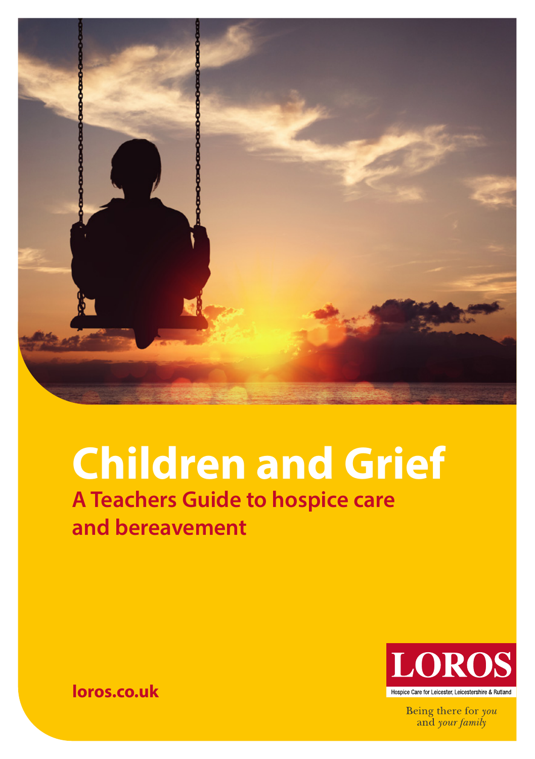# Children and Grief

## A Teachers Guide to hospice care and bereavement

loros.co.uk

LOROS

Hospice Care for Leicester, Leicestershire & Rutland

Being there for *you* and *your family*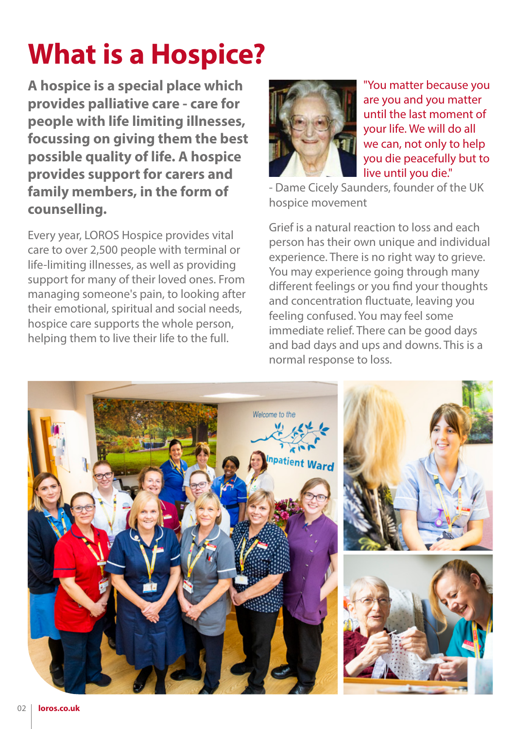# What is a Hospice?

**A hospice is a special place which provides palliative care - care for people with life limiting illnesses, focussing on giving them the best possible quality of life. A hospice provides support for carers and family members, in the form of counselling.**

Every year, LOROS Hospice provides vital care to over 2,500 people with terminal or life-limiting illnesses, as well as providing support for many of their loved ones. From managing someone's pain, to looking after their emotional, spiritual and social needs, hospice care supports the whole person, helping them to live their life to the full.

"You matter because you are you and you matter until the last moment of your life. We will do all we can, not only to help you die peacefully but to live until you die."

- Dame Cicely Saunders, founder of the UK hospice movement

Grief is a natural reaction to loss and each person has their own unique and individual experience. There is no right way to grieve. You may experience going through many different feelings or you find your thoughts and concentration fluctuate, leaving you feeling confused. You may feel some immediate relief. There can be good days and bad days and ups and downs. This is a normal response to loss.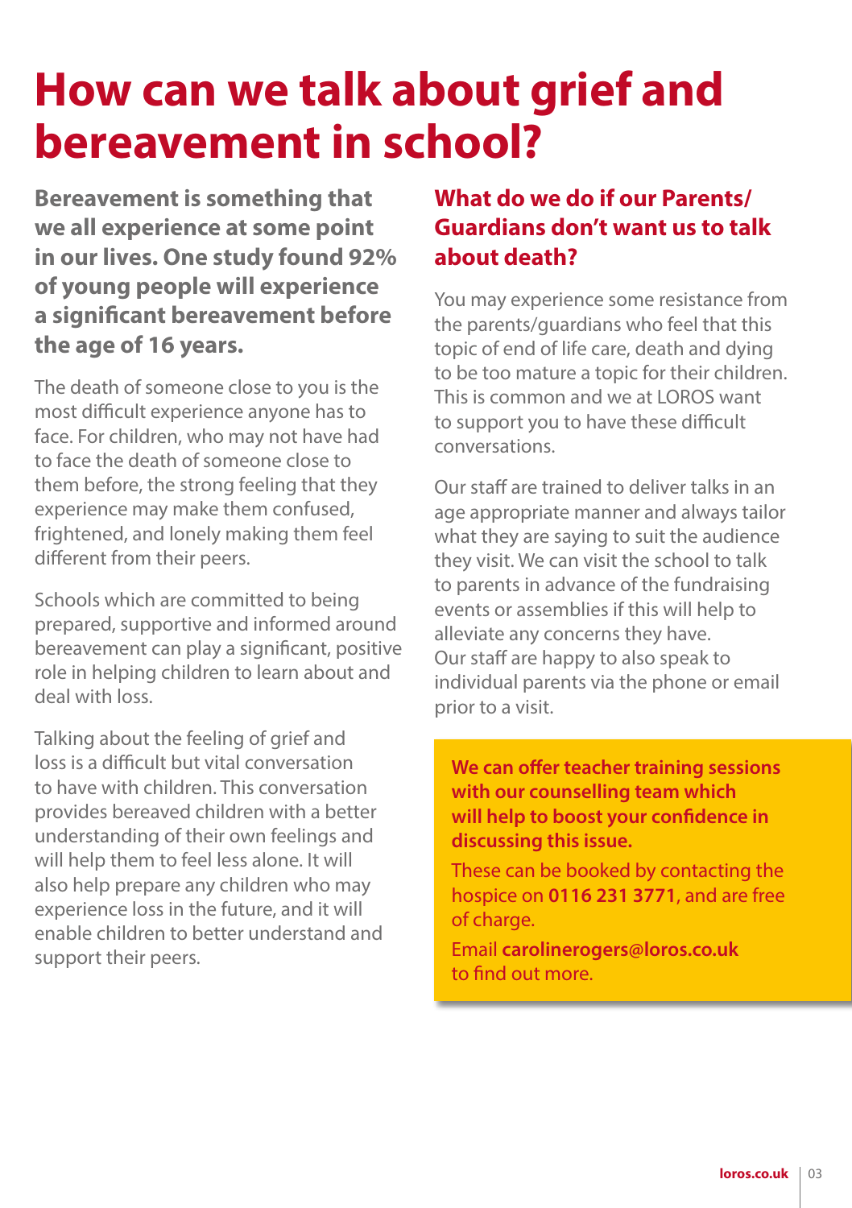# How can we talk about grief and bereavement in school?

**Bereavement is something that we all experience at some point in our lives. One study found 92% of young people will experience a significant bereavement before the age of 16 years.**

The death of someone close to you is the most difficult experience anyone has to face. For children, who may not have had to face the death of someone close to them before, the strong feeling that they experience may make them confused, frightened, and lonely making them feel different from their peers.

Schools which are committed to being prepared, supportive and informed around bereavement can play a significant, positive role in helping children to learn about and deal with loss.

Talking about the feeling of grief and loss is a difficult but vital conversation to have with children. This conversation provides bereaved children with a better understanding of their own feelings and will help them to feel less alone. It will also help prepare any children who may experience loss in the future, and it will enable children to better understand and support their peers.

## What do we do if our Parents/ Guardians don't want us to talk about death?

You may experience some resistance from the parents/guardians who feel that this topic of end of life care, death and dying to be too mature a topic for their children. This is common and we at LOROS want to support you to have these difficult conversations.

Our staff are trained to deliver talks in an age appropriate manner and always tailor what they are saying to suit the audience they visit. We can visit the school to talk to parents in advance of the fundraising events or assemblies if this will help to alleviate any concerns they have. Our staff are happy to also speak to individual parents via the phone or email prior to a visit.

**We can offer teacher training sessions with our counselling team which will help to boost your confidence in discussing this issue.**

These can be booked by contacting the hospice on **0116 231 3771**, and are free of charge.

Email **carolinerogers@loros.co.uk** to find out more.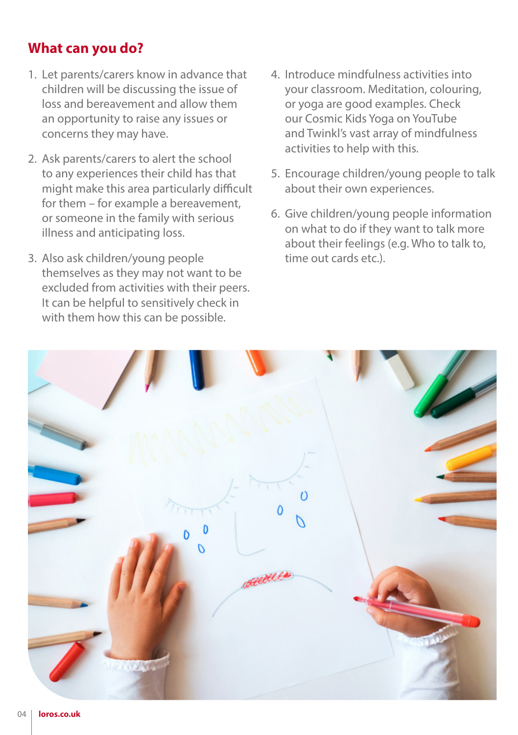## What can you do?

1. Let parents/carers know in advance that children will be discussing the issue of loss and bereavement and allow them an opportunity to raise any issues or concerns they may have.
2. Ask parents/carers to alert the school to any experiences their child has that might make this area particularly difficult for them – for example a bereavement, or someone in the family with serious illness and anticipating loss.
3. Also ask children/young people themselves as they may not want to be excluded from activities with their peers. It can be helpful to sensitively check in with them how this can be possible.
4. Introduce mindfulness activities into your classroom. Meditation, colouring, or yoga are good examples. Check our Cosmic Kids Yoga on YouTube and Twinkl's vast array of mindfulness activities to help with this.
5. Encourage children/young people to talk about their own experiences.
6. Give children/young people information on what to do if they want to talk more about their feelings (e.g. Who to talk to, time out cards etc.).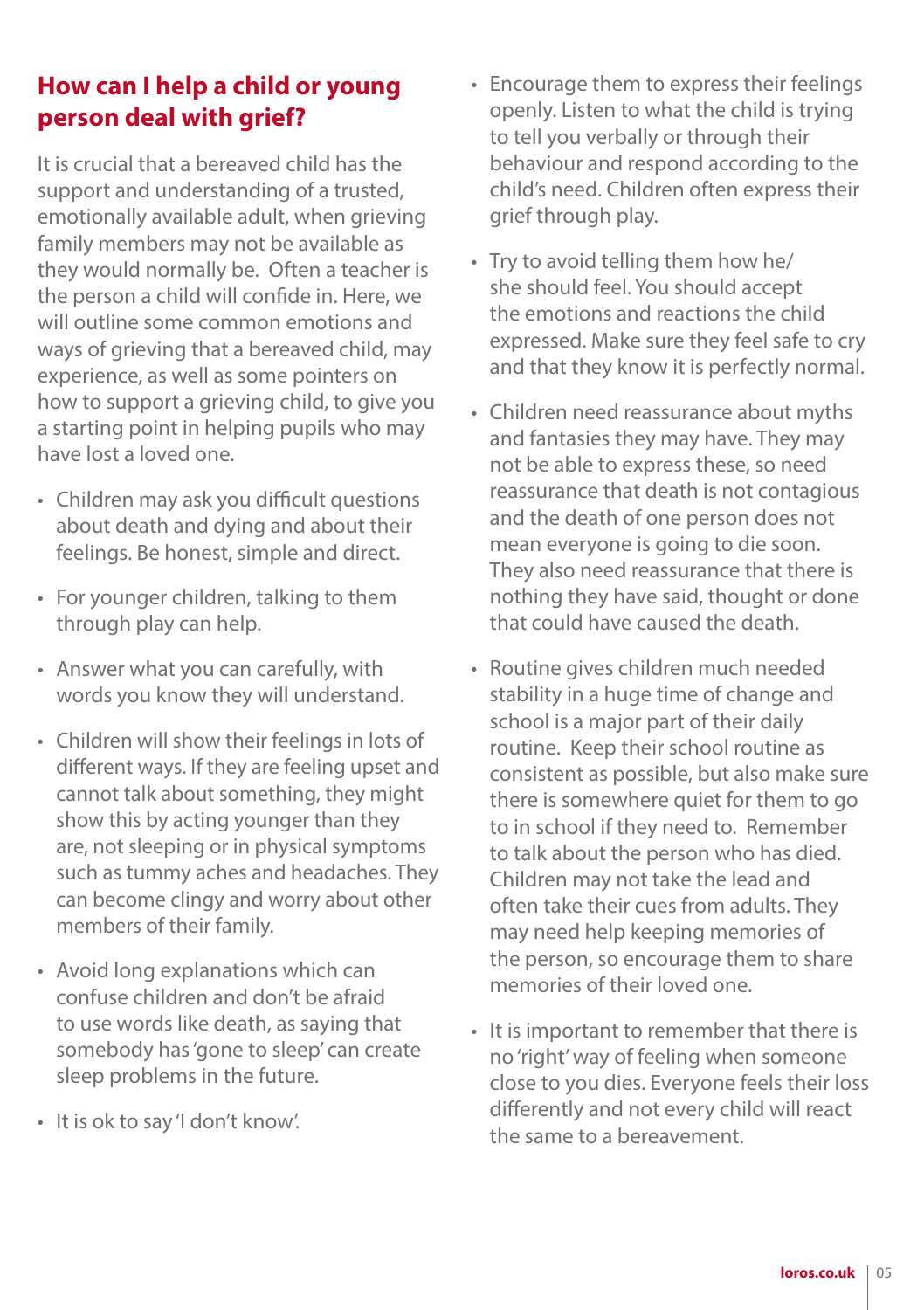## How can I help a child or young person deal with grief?

It is crucial that a bereaved child has the support and understanding of a trusted, emotionally available adult, when grieving family members may not be available as they would normally be. Often a teacher is the person a child will confide in. Here, we will outline some common emotions and ways of grieving that a bereaved child, may experience, as well as some pointers on how to support a grieving child, to give you a starting point in helping pupils who may have lost a loved one.

- Children may ask you difficult questions about death and dying and about their feelings. Be honest, simple and direct.
- For younger children, talking to them through play can help.
- Answer what you can carefully, with words you know they will understand.
- Children will show their feelings in lots of different ways. If they are feeling upset and cannot talk about something, they might show this by acting younger than they are, not sleeping or in physical symptoms such as tummy aches and headaches. They can become clingy and worry about other members of their family.
- Avoid long explanations which can confuse children and don't be afraid to use words like death, as saying that somebody has 'gone to sleep' can create sleep problems in the future.
- It is ok to say 'I don't know'.
- Encourage them to express their feelings openly. Listen to what the child is trying to tell you verbally or through their behaviour and respond according to the child's need. Children often express their grief through play.
- Try to avoid telling them how he/she should feel. You should accept the emotions and reactions the child expressed. Make sure they feel safe to cry and that they know it is perfectly normal.
- Children need reassurance about myths and fantasies they may have. They may not be able to express these, so need reassurance that death is not contagious and the death of one person does not mean everyone is going to die soon. They also need reassurance that there is nothing they have said, thought or done that could have caused the death.
- Routine gives children much needed stability in a huge time of change and school is a major part of their daily routine. Keep their school routine as consistent as possible, but also make sure there is somewhere quiet for them to go to in school if they need to. Remember to talk about the person who has died. Children may not take the lead and often take their cues from adults. They may need help keeping memories of the person, so encourage them to share memories of their loved one.
- It is important to remember that there is no 'right' way of feeling when someone close to you dies. Everyone feels their loss differently and not every child will react the same to a bereavement.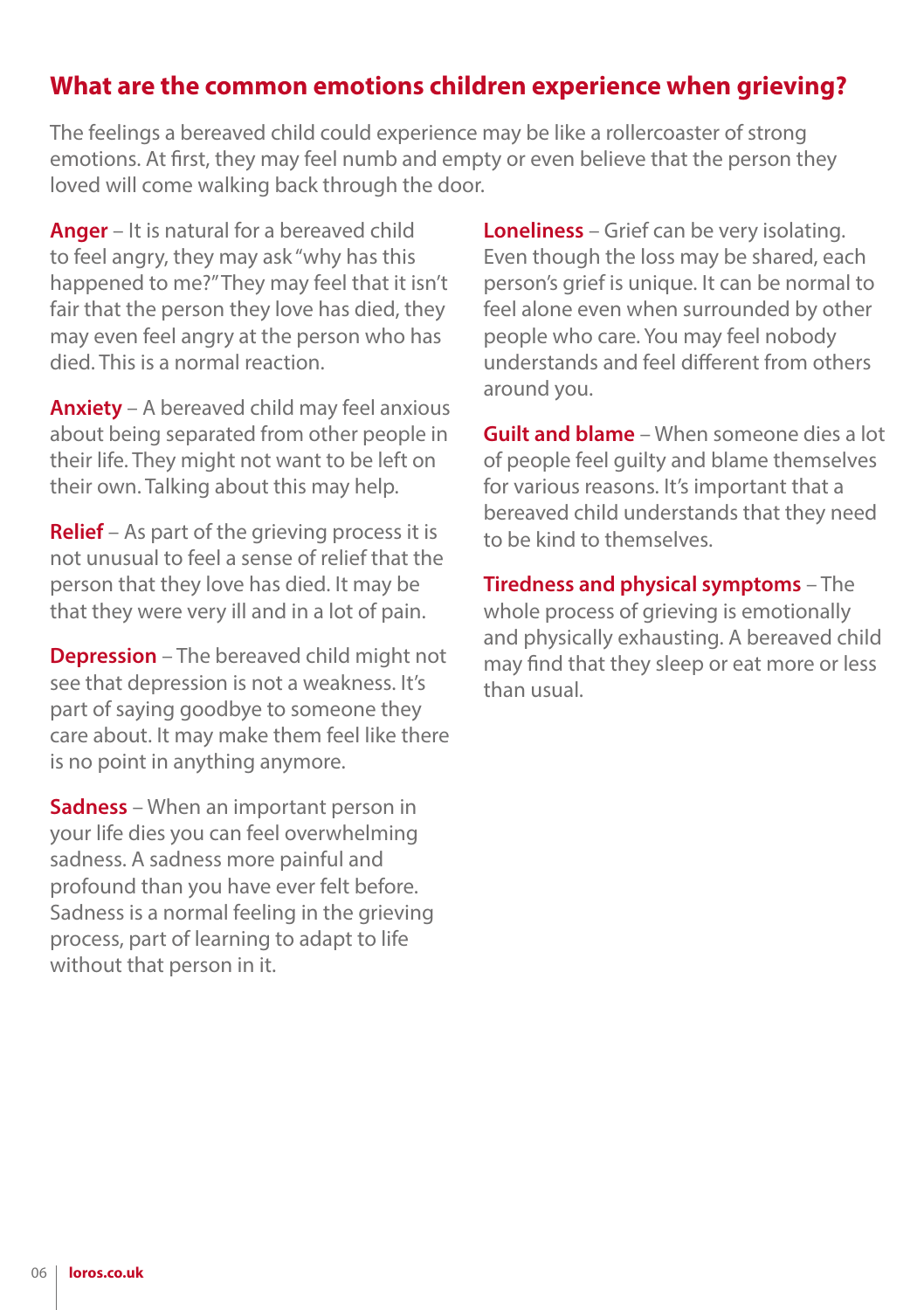## What are the common emotions children experience when grieving?

The feelings a bereaved child could experience may be like a rollercoaster of strong emotions. At first, they may feel numb and empty or even believe that the person they loved will come walking back through the door.

**Anger** – It is natural for a bereaved child to feel angry, they may ask "why has this happened to me?" They may feel that it isn't fair that the person they love has died, they may even feel angry at the person who has died. This is a normal reaction.

**Anxiety** – A bereaved child may feel anxious about being separated from other people in their life. They might not want to be left on their own. Talking about this may help.

**Relief** – As part of the grieving process it is not unusual to feel a sense of relief that the person that they love has died. It may be that they were very ill and in a lot of pain.

**Depression** – The bereaved child might not see that depression is not a weakness. It's part of saying goodbye to someone they care about. It may make them feel like there is no point in anything anymore.

**Sadness** – When an important person in your life dies you can feel overwhelming sadness. A sadness more painful and profound than you have ever felt before. Sadness is a normal feeling in the grieving process, part of learning to adapt to life without that person in it.

**Loneliness** – Grief can be very isolating. Even though the loss may be shared, each person's grief is unique. It can be normal to feel alone even when surrounded by other people who care. You may feel nobody understands and feel different from others around you.

**Guilt and blame** – When someone dies a lot of people feel guilty and blame themselves for various reasons. It's important that a bereaved child understands that they need to be kind to themselves.

**Tiredness and physical symptoms** – The whole process of grieving is emotionally and physically exhausting. A bereaved child may find that they sleep or eat more or less than usual.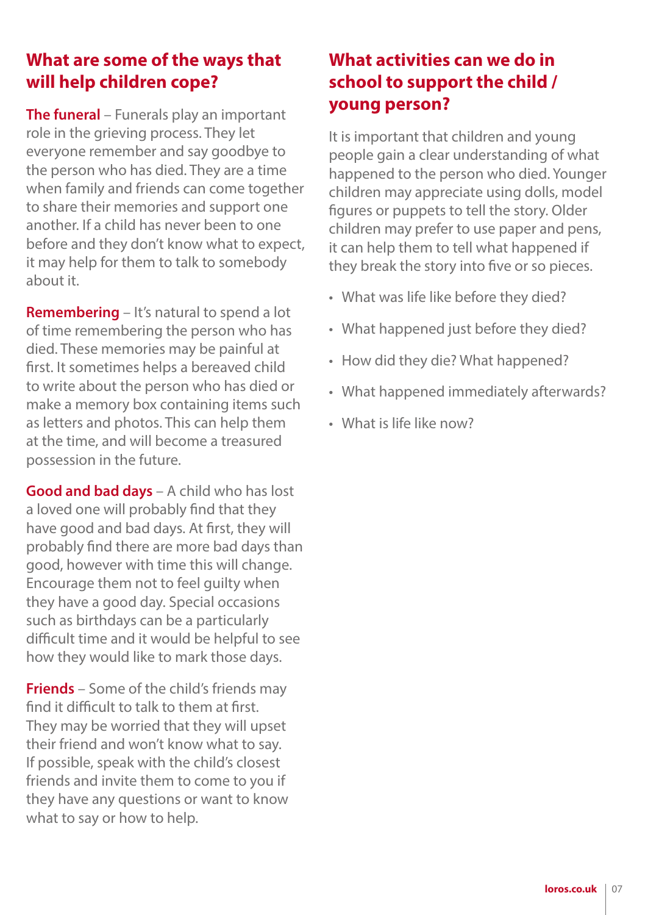## What are some of the ways that will help children cope?

**The funeral** – Funerals play an important role in the grieving process. They let everyone remember and say goodbye to the person who has died. They are a time when family and friends can come together to share their memories and support one another. If a child has never been to one before and they don't know what to expect, it may help for them to talk to somebody about it.

**Remembering** – It's natural to spend a lot of time remembering the person who has died. These memories may be painful at first. It sometimes helps a bereaved child to write about the person who has died or make a memory box containing items such as letters and photos. This can help them at the time, and will become a treasured possession in the future.

**Good and bad days** – A child who has lost a loved one will probably find that they have good and bad days. At first, they will probably find there are more bad days than good, however with time this will change. Encourage them not to feel guilty when they have a good day. Special occasions such as birthdays can be a particularly difficult time and it would be helpful to see how they would like to mark those days.

**Friends** – Some of the child's friends may find it difficult to talk to them at first. They may be worried that they will upset their friend and won't know what to say. If possible, speak with the child's closest friends and invite them to come to you if they have any questions or want to know what to say or how to help.

## What activities can we do in school to support the child / young person?

It is important that children and young people gain a clear understanding of what happened to the person who died. Younger children may appreciate using dolls, model figures or puppets to tell the story. Older children may prefer to use paper and pens, it can help them to tell what happened if they break the story into five or so pieces.

- What was life like before they died?
- What happened just before they died?
- How did they die? What happened?
- What happened immediately afterwards?
- What is life like now?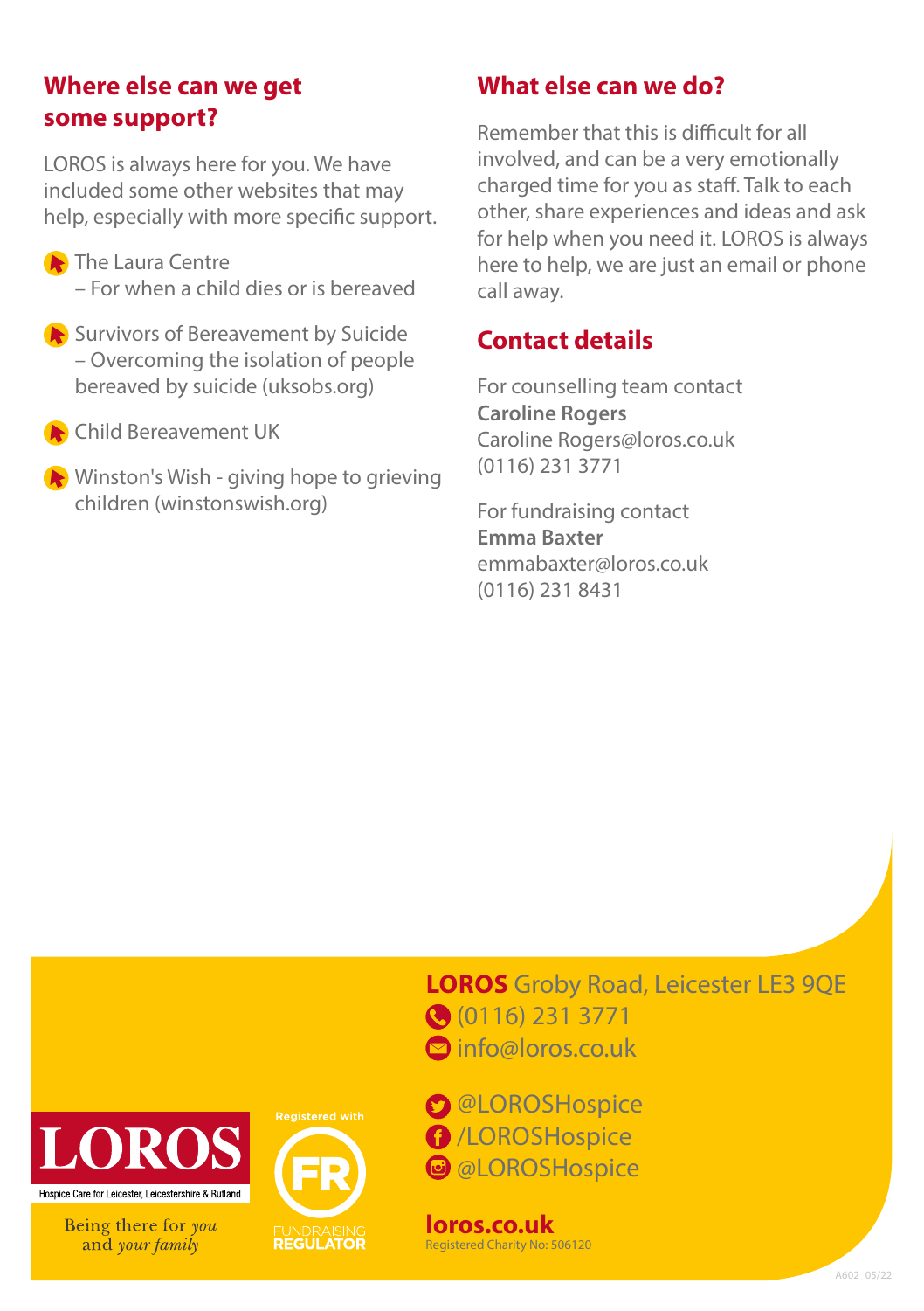## Where else can we get some support?

LOROS is always here for you. We have included some other websites that may help, especially with more specific support.

- The Laura Centre – For when a child dies or is bereaved
- Survivors of Bereavement by Suicide – Overcoming the isolation of people bereaved by suicide (uksobs.org)
- Child Bereavement UK
- Winston's Wish - giving hope to grieving children (winstonswish.org)

## What else can we do?

Remember that this is difficult for all involved, and can be a very emotionally charged time for you as staff. Talk to each other, share experiences and ideas and ask for help when you need it. LOROS is always here to help, we are just an email or phone call away.

## Contact details

For counselling team contact
**Caroline Rogers**
Caroline Rogers@loros.co.uk
(0116) 231 3771

For fundraising contact
**Emma Baxter**
emmabaxter@loros.co.uk
(0116) 231 8431

**LOROS** Groby Road, Leicester LE3 9QE
(0116) 231 3771
info@loros.co.uk

@LOROSHospice
/LOROSHospice
@LOROSHospice

**loros.co.uk**
Registered Charity No: 506120

LOROS
Hospice Care for Leicester, Leicestershire & Rutland
Being there for *you* and *your family*

Registered with FUNDRAISING REGULATOR

A602_05/22